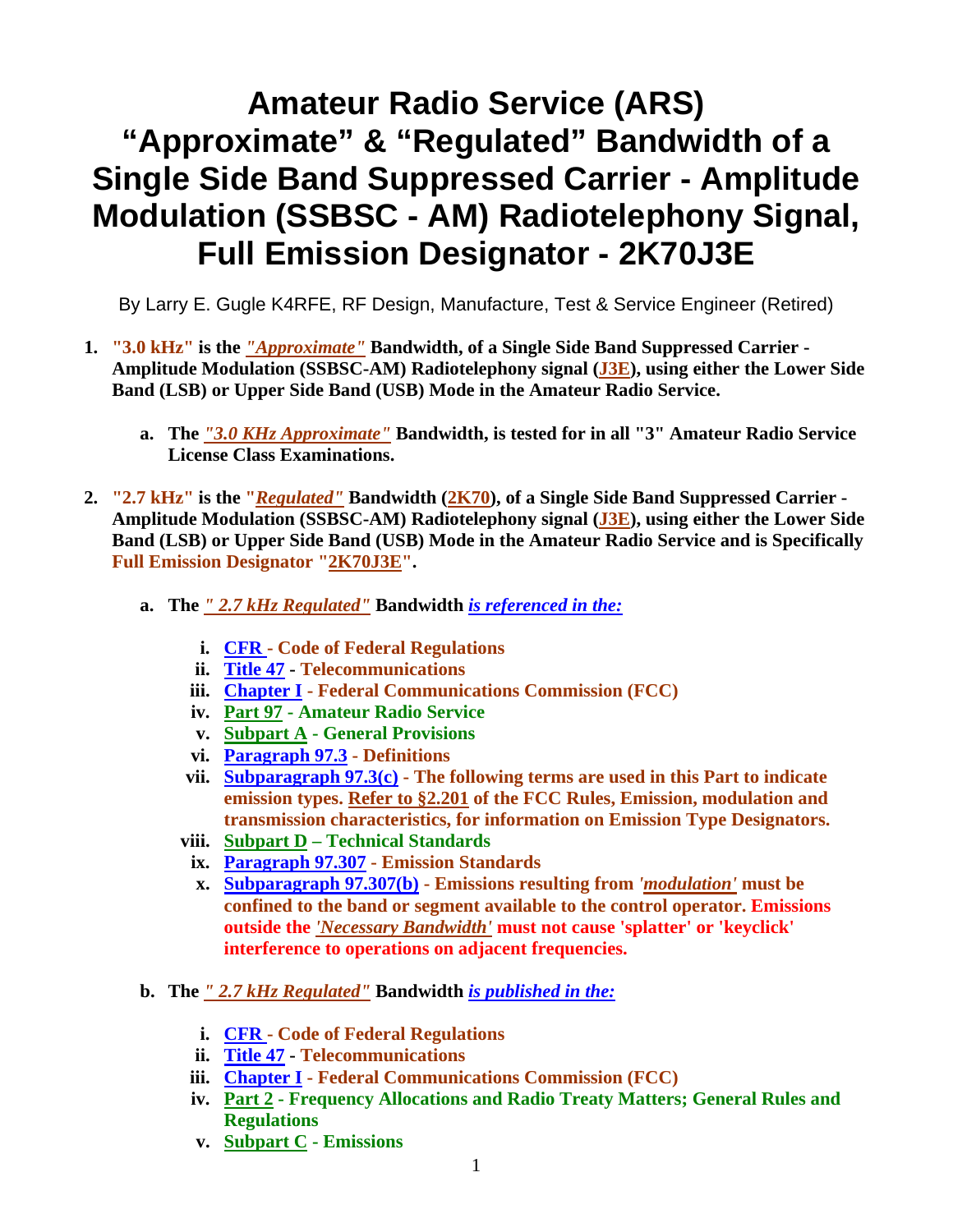# Amateur Radio Service (ARS) "Approximate" & "Regulated" Bandwidth of a Single Side Band Suppressed Carrier - Amplitude Modulation (SSBSC - AM) Radiotelephony Signal, Full Emission Designator - 2K70J3E

By Larry E. Gugle K4RFE, RF Design, Manufacture, Test & Service Engineer (Retired)

1. **"3.0 kHz" is the *"Approximate"* Bandwidth, of a Single Side Band Suppressed Carrier - Amplitude Modulation (SSBSC-AM) Radiotelephony signal (J3E), using either the Lower Side Band (LSB) or Upper Side Band (USB) Mode in the Amateur Radio Service.**

   a. **The *"3.0 KHz Approximate"* Bandwidth, is tested for in all "3" Amateur Radio Service License Class Examinations.**

2. **"2.7 kHz" is the "*Regulated"* Bandwidth (2K70), of a Single Side Band Suppressed Carrier - Amplitude Modulation (SSBSC-AM) Radiotelephony signal (J3E), using either the Lower Side Band (LSB) or Upper Side Band (USB) Mode in the Amateur Radio Service and is Specifically Full Emission Designator "2K70J3E".**

   a. **The *" 2.7 kHz Regulated"* Bandwidth *is referenced in the:***

      i. **CFR - Code of Federal Regulations**
      ii. **Title 47 - Telecommunications**
      iii. **Chapter I - Federal Communications Commission (FCC)**
      iv. **Part 97 - Amateur Radio Service**
      v. **Subpart A - General Provisions**
      vi. **Paragraph 97.3 - Definitions**
      vii. **Subparagraph 97.3(c) - The following terms are used in this Part to indicate emission types. Refer to §2.201 of the FCC Rules, Emission, modulation and transmission characteristics, for information on Emission Type Designators.**
      viii. **Subpart D – Technical Standards**
      ix. **Paragraph 97.307 - Emission Standards**
      x. **Subparagraph 97.307(b) - Emissions resulting from *'modulation'* must be confined to the band or segment available to the control operator. Emissions outside the *'Necessary Bandwidth'* must not cause 'splatter' or 'keyclick' interference to operations on adjacent frequencies.**

   b. **The *" 2.7 kHz Regulated"* Bandwidth *is published in the:***

      i. **CFR - Code of Federal Regulations**
      ii. **Title 47 - Telecommunications**
      iii. **Chapter I - Federal Communications Commission (FCC)**
      iv. **Part 2 - Frequency Allocations and Radio Treaty Matters; General Rules and Regulations**
      v. **Subpart C - Emissions**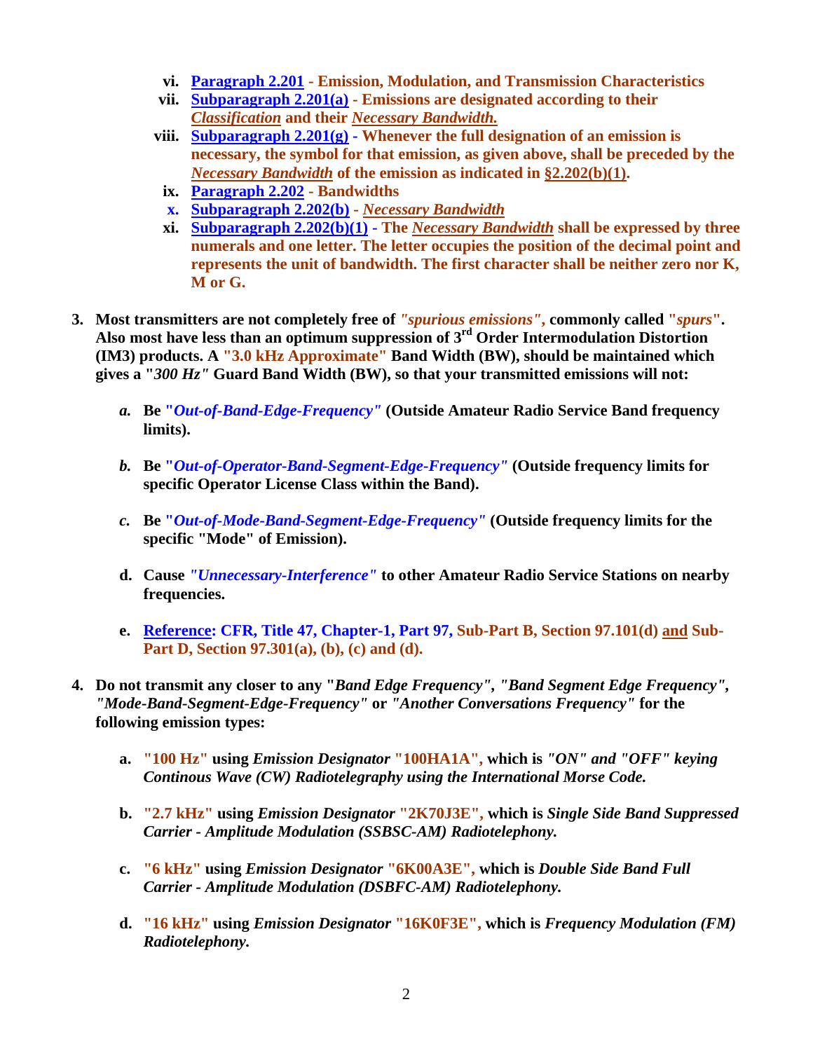vi. **Paragraph 2.201 - Emission, Modulation, and Transmission Characteristics**

vii. **Subparagraph 2.201(a) - Emissions are designated according to their *Classification* and their *Necessary Bandwidth.***

viii. **Subparagraph 2.201(g) - Whenever the full designation of an emission is necessary, the symbol for that emission, as given above, shall be preceded by the *Necessary Bandwidth* of the emission as indicated in §2.202(b)(1).**

ix. **Paragraph 2.202 - Bandwidths**

x. **Subparagraph 2.202(b) - *Necessary Bandwidth***

xi. **Subparagraph 2.202(b)(1) - The *Necessary Bandwidth* shall be expressed by three numerals and one letter. The letter occupies the position of the decimal point and represents the unit of bandwidth. The first character shall be neither zero nor K, M or G.**

3. **Most transmitters are not completely free of *"spurious emissions"*, commonly called "*spurs*". Also most have less than an optimum suppression of 3rd Order Intermodulation Distortion (IM3) products. A "3.0 kHz Approximate" Band Width (BW), should be maintained which gives a "*300 Hz"* Guard Band Width (BW), so that your transmitted emissions will not:**

   *a.* **Be "*Out-of-Band-Edge-Frequency"* (Outside Amateur Radio Service Band frequency limits).**

   *b.* **Be "*Out-of-Operator-Band-Segment-Edge-Frequency"* (Outside frequency limits for specific Operator License Class within the Band).**

   *c.* **Be "*Out-of-Mode-Band-Segment-Edge-Frequency"* (Outside frequency limits for the specific "Mode" of Emission).**

   d. **Cause *"Unnecessary-Interference"* to other Amateur Radio Service Stations on nearby frequencies.**

   e. **Reference: CFR, Title 47, Chapter-1, Part 97, Sub-Part B, Section 97.101(d) and Sub-Part D, Section 97.301(a), (b), (c) and (d).**

4. **Do not transmit any closer to any "*Band Edge Frequency"*, *"Band Segment Edge Frequency"*, *"Mode-Band-Segment-Edge-Frequency"* or *"Another Conversations Frequency"* for the following emission types:**

   a. **"100 Hz" using *Emission Designator* "100HA1A", which is *"ON" and "OFF" keying Continous Wave (CW) Radiotelegraphy using the International Morse Code.***

   b. **"2.7 kHz" using *Emission Designator* "2K70J3E", which is *Single Side Band Suppressed Carrier - Amplitude Modulation (SSBSC-AM) Radiotelephony.***

   c. **"6 kHz" using *Emission Designator* "6K00A3E", which is *Double Side Band Full Carrier - Amplitude Modulation (DSBFC-AM) Radiotelephony.***

   d. **"16 kHz" using *Emission Designator* "16K0F3E", which is *Frequency Modulation (FM) Radiotelephony.***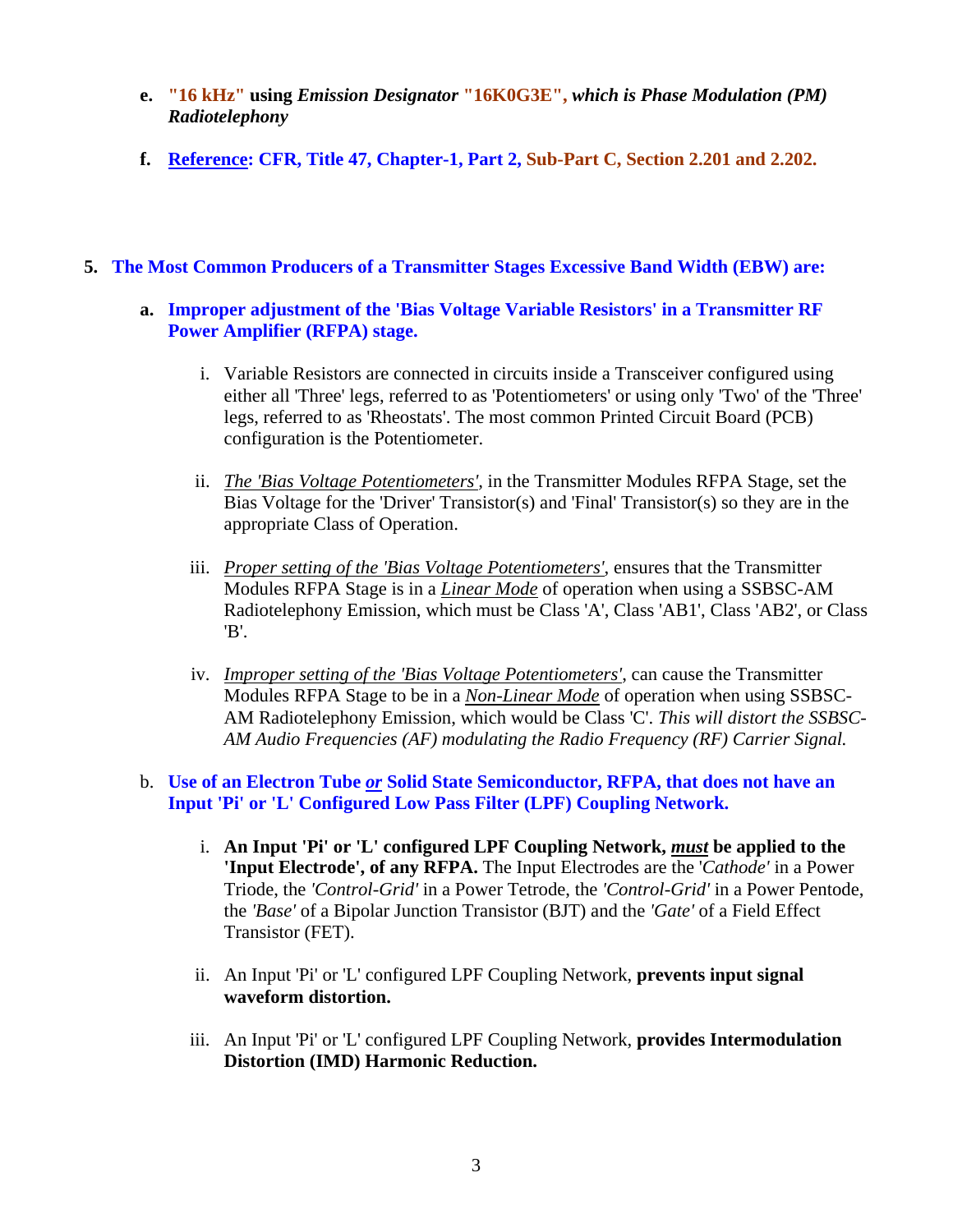e. **"16 kHz" using *Emission Designator* "16K0G3E", *which is Phase Modulation (PM) Radiotelephony***

f. **Reference: CFR, Title 47, Chapter-1, Part 2, Sub-Part C, Section 2.201 and 2.202.**

5. **The Most Common Producers of a Transmitter Stages Excessive Band Width (EBW) are:**

   a. **Improper adjustment of the 'Bias Voltage Variable Resistors' in a Transmitter RF Power Amplifier (RFPA) stage.**

      i. Variable Resistors are connected in circuits inside a Transceiver configured using either all 'Three' legs, referred to as 'Potentiometers' or using only 'Two' of the 'Three' legs, referred to as 'Rheostats'. The most common Printed Circuit Board (PCB) configuration is the Potentiometer.

      ii. *The 'Bias Voltage Potentiometers'*, in the Transmitter Modules RFPA Stage, set the Bias Voltage for the 'Driver' Transistor(s) and 'Final' Transistor(s) so they are in the appropriate Class of Operation.

      iii. *Proper setting of the 'Bias Voltage Potentiometers'*, ensures that the Transmitter Modules RFPA Stage is in a *Linear Mode* of operation when using a SSBSC-AM Radiotelephony Emission, which must be Class 'A', Class 'AB1', Class 'AB2', or Class 'B'.

      iv. *Improper setting of the 'Bias Voltage Potentiometers'*, can cause the Transmitter Modules RFPA Stage to be in a *Non-Linear Mode* of operation when using SSBSC-AM Radiotelephony Emission, which would be Class 'C'. *This will distort the SSBSC-AM Audio Frequencies (AF) modulating the Radio Frequency (RF) Carrier Signal.*

   b. **Use of an Electron Tube *or* Solid State Semiconductor, RFPA, that does not have an Input 'Pi' or 'L' Configured Low Pass Filter (LPF) Coupling Network.**

      i. **An Input 'Pi' or 'L' configured LPF Coupling Network, *must* be applied to the 'Input Electrode', of any RFPA.** The Input Electrodes are the '*Cathode'* in a Power Triode, the *'Control-Grid'* in a Power Tetrode, the *'Control-Grid'* in a Power Pentode, the *'Base'* of a Bipolar Junction Transistor (BJT) and the *'Gate'* of a Field Effect Transistor (FET).

      ii. An Input 'Pi' or 'L' configured LPF Coupling Network, **prevents input signal waveform distortion.**

      iii. An Input 'Pi' or 'L' configured LPF Coupling Network, **provides Intermodulation Distortion (IMD) Harmonic Reduction.**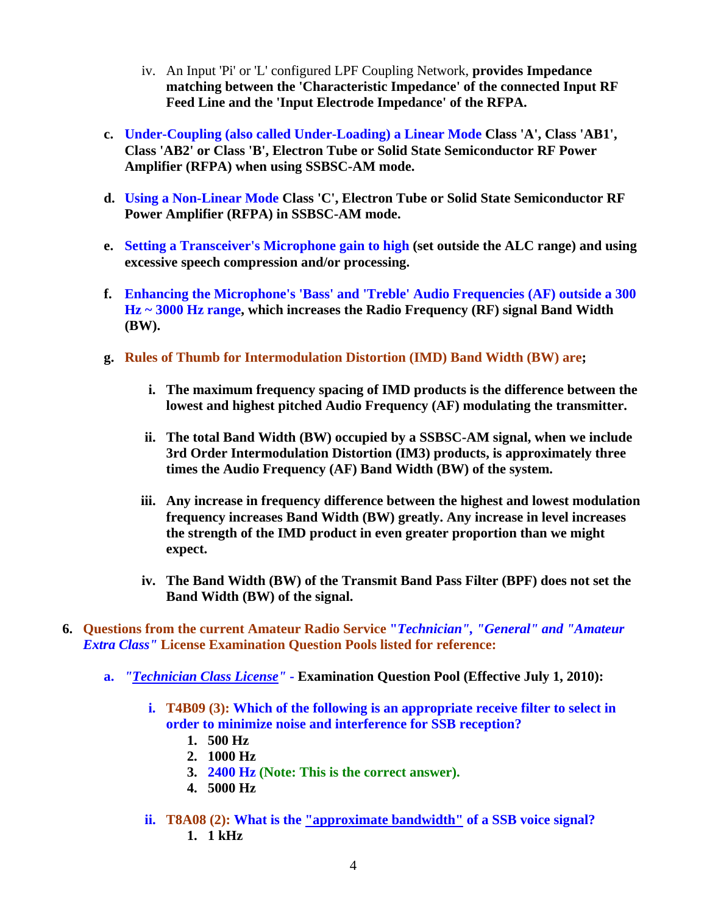iv. An Input 'Pi' or 'L' configured LPF Coupling Network, **provides Impedance matching between the 'Characteristic Impedance' of the connected Input RF Feed Line and the 'Input Electrode Impedance' of the RFPA.**

c. **Under-Coupling (also called Under-Loading) a Linear Mode Class 'A', Class 'AB1', Class 'AB2' or Class 'B', Electron Tube or Solid State Semiconductor RF Power Amplifier (RFPA) when using SSBSC-AM mode.**

d. **Using a Non-Linear Mode Class 'C', Electron Tube or Solid State Semiconductor RF Power Amplifier (RFPA) in SSBSC-AM mode.**

e. **Setting a Transceiver's Microphone gain to high (set outside the ALC range) and using excessive speech compression and/or processing.**

f. **Enhancing the Microphone's 'Bass' and 'Treble' Audio Frequencies (AF) outside a 300 Hz ~ 3000 Hz range, which increases the Radio Frequency (RF) signal Band Width (BW).**

g. **Rules of Thumb for Intermodulation Distortion (IMD) Band Width (BW) are;**

   i. **The maximum frequency spacing of IMD products is the difference between the lowest and highest pitched Audio Frequency (AF) modulating the transmitter.**

   ii. **The total Band Width (BW) occupied by a SSBSC-AM signal, when we include 3rd Order Intermodulation Distortion (IM3) products, is approximately three times the Audio Frequency (AF) Band Width (BW) of the system.**

   iii. **Any increase in frequency difference between the highest and lowest modulation frequency increases Band Width (BW) greatly. Any increase in level increases the strength of the IMD product in even greater proportion than we might expect.**

   iv. **The Band Width (BW) of the Transmit Band Pass Filter (BPF) does not set the Band Width (BW) of the signal.**

6. **Questions from the current Amateur Radio Service *"Technician", "General" and "Amateur Extra Class"* License Examination Question Pools listed for reference:**

   a. ***"Technician Class License"* - Examination Question Pool (Effective July 1, 2010):**

      i. **T4B09 (3): Which of the following is an appropriate receive filter to select in order to minimize noise and interference for SSB reception?**
         1. **500 Hz**
         2. **1000 Hz**
         3. **2400 Hz (Note: This is the correct answer).**
         4. **5000 Hz**

      ii. **T8A08 (2): What is the "approximate bandwidth" of a SSB voice signal?**
         1. **1 kHz**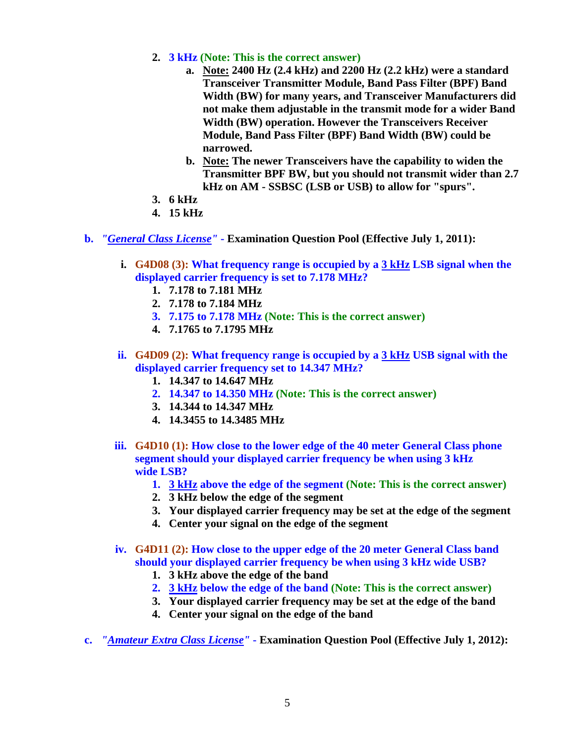2. **3 kHz (Note: This is the correct answer)**
    a. **Note: 2400 Hz (2.4 kHz) and 2200 Hz (2.2 kHz) were a standard Transceiver Transmitter Module, Band Pass Filter (BPF) Band Width (BW) for many years, and Transceiver Manufacturers did not make them adjustable in the transmit mode for a wider Band Width (BW) operation. However the Transceivers Receiver Module, Band Pass Filter (BPF) Band Width (BW) could be narrowed.**
    b. **Note: The newer Transceivers have the capability to widen the Transmitter BPF BW, but you should not transmit wider than 2.7 kHz on AM - SSBSC (LSB or USB) to allow for "spurs".**
3. **6 kHz**
4. **15 kHz**

**b. *"General Class License"* - Examination Question Pool (Effective July 1, 2011):**

**i. G4D08 (3): What frequency range is occupied by a 3 kHz LSB signal when the displayed carrier frequency is set to 7.178 MHz?**

1. **7.178 to 7.181 MHz**
2. **7.178 to 7.184 MHz**
3. **7.175 to 7.178 MHz (Note: This is the correct answer)**
4. **7.1765 to 7.1795 MHz**

**ii. G4D09 (2): What frequency range is occupied by a 3 kHz USB signal with the displayed carrier frequency set to 14.347 MHz?**

1. **14.347 to 14.647 MHz**
2. **14.347 to 14.350 MHz (Note: This is the correct answer)**
3. **14.344 to 14.347 MHz**
4. **14.3455 to 14.3485 MHz**

**iii. G4D10 (1): How close to the lower edge of the 40 meter General Class phone segment should your displayed carrier frequency be when using 3 kHz wide LSB?**

1. **3 kHz above the edge of the segment (Note: This is the correct answer)**
2. **3 kHz below the edge of the segment**
3. **Your displayed carrier frequency may be set at the edge of the segment**
4. **Center your signal on the edge of the segment**

**iv. G4D11 (2): How close to the upper edge of the 20 meter General Class band should your displayed carrier frequency be when using 3 kHz wide USB?**

1. **3 kHz above the edge of the band**
2. **3 kHz below the edge of the band (Note: This is the correct answer)**
3. **Your displayed carrier frequency may be set at the edge of the band**
4. **Center your signal on the edge of the band**

**c. *"Amateur Extra Class License"* - Examination Question Pool (Effective July 1, 2012):**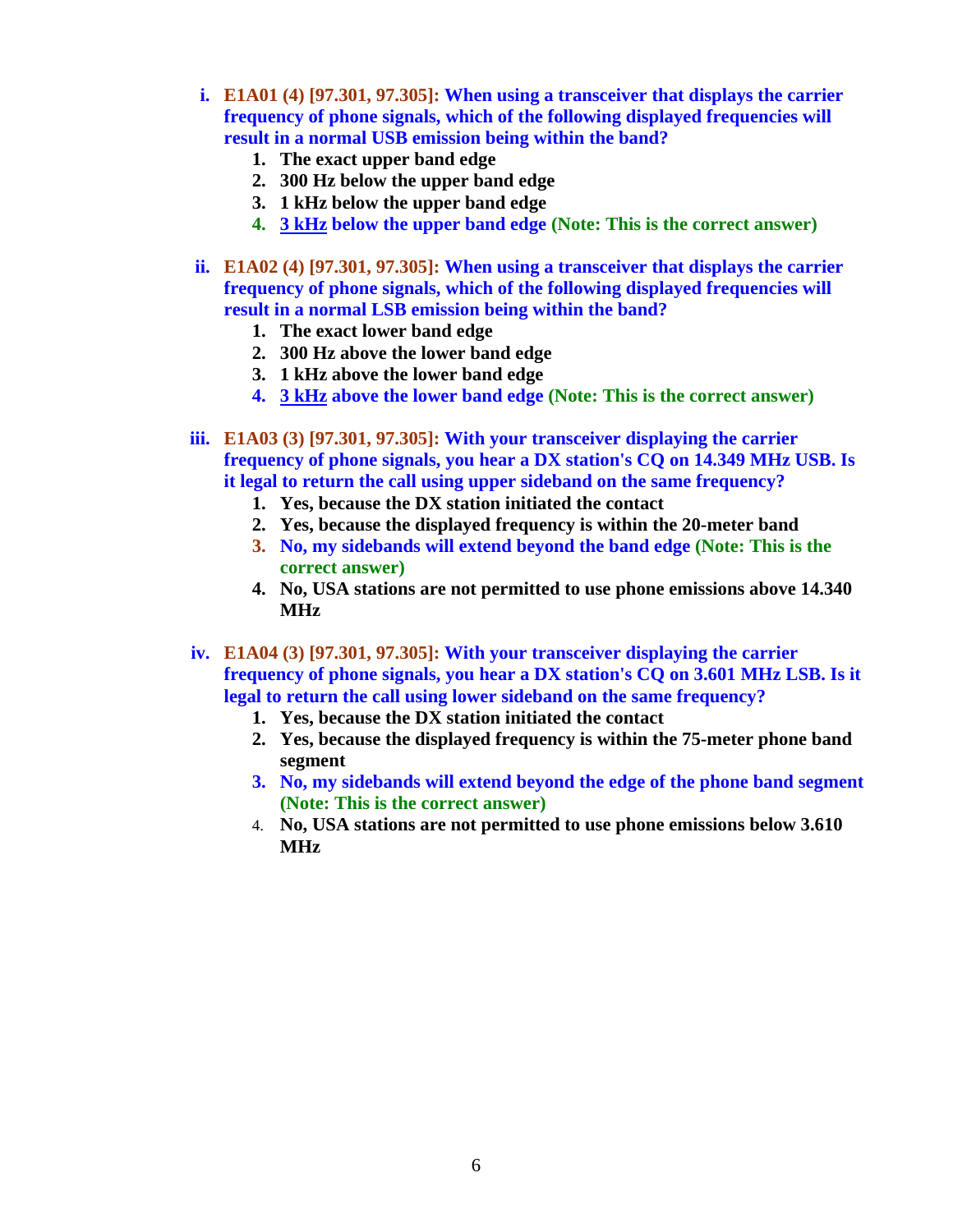i. **E1A01 (4) [97.301, 97.305]: When using a transceiver that displays the carrier frequency of phone signals, which of the following displayed frequencies will result in a normal USB emission being within the band?**
   1. **The exact upper band edge**
   2. **300 Hz below the upper band edge**
   3. **1 kHz below the upper band edge**
   4. **3 kHz below the upper band edge (Note: This is the correct answer)**

ii. **E1A02 (4) [97.301, 97.305]: When using a transceiver that displays the carrier frequency of phone signals, which of the following displayed frequencies will result in a normal LSB emission being within the band?**
   1. **The exact lower band edge**
   2. **300 Hz above the lower band edge**
   3. **1 kHz above the lower band edge**
   4. **3 kHz above the lower band edge (Note: This is the correct answer)**

iii. **E1A03 (3) [97.301, 97.305]: With your transceiver displaying the carrier frequency of phone signals, you hear a DX station's CQ on 14.349 MHz USB. Is it legal to return the call using upper sideband on the same frequency?**
   1. **Yes, because the DX station initiated the contact**
   2. **Yes, because the displayed frequency is within the 20-meter band**
   3. **No, my sidebands will extend beyond the band edge (Note: This is the correct answer)**
   4. **No, USA stations are not permitted to use phone emissions above 14.340 MHz**

iv. **E1A04 (3) [97.301, 97.305]: With your transceiver displaying the carrier frequency of phone signals, you hear a DX station's CQ on 3.601 MHz LSB. Is it legal to return the call using lower sideband on the same frequency?**
   1. **Yes, because the DX station initiated the contact**
   2. **Yes, because the displayed frequency is within the 75-meter phone band segment**
   3. **No, my sidebands will extend beyond the edge of the phone band segment (Note: This is the correct answer)**
   4. **No, USA stations are not permitted to use phone emissions below 3.610 MHz**